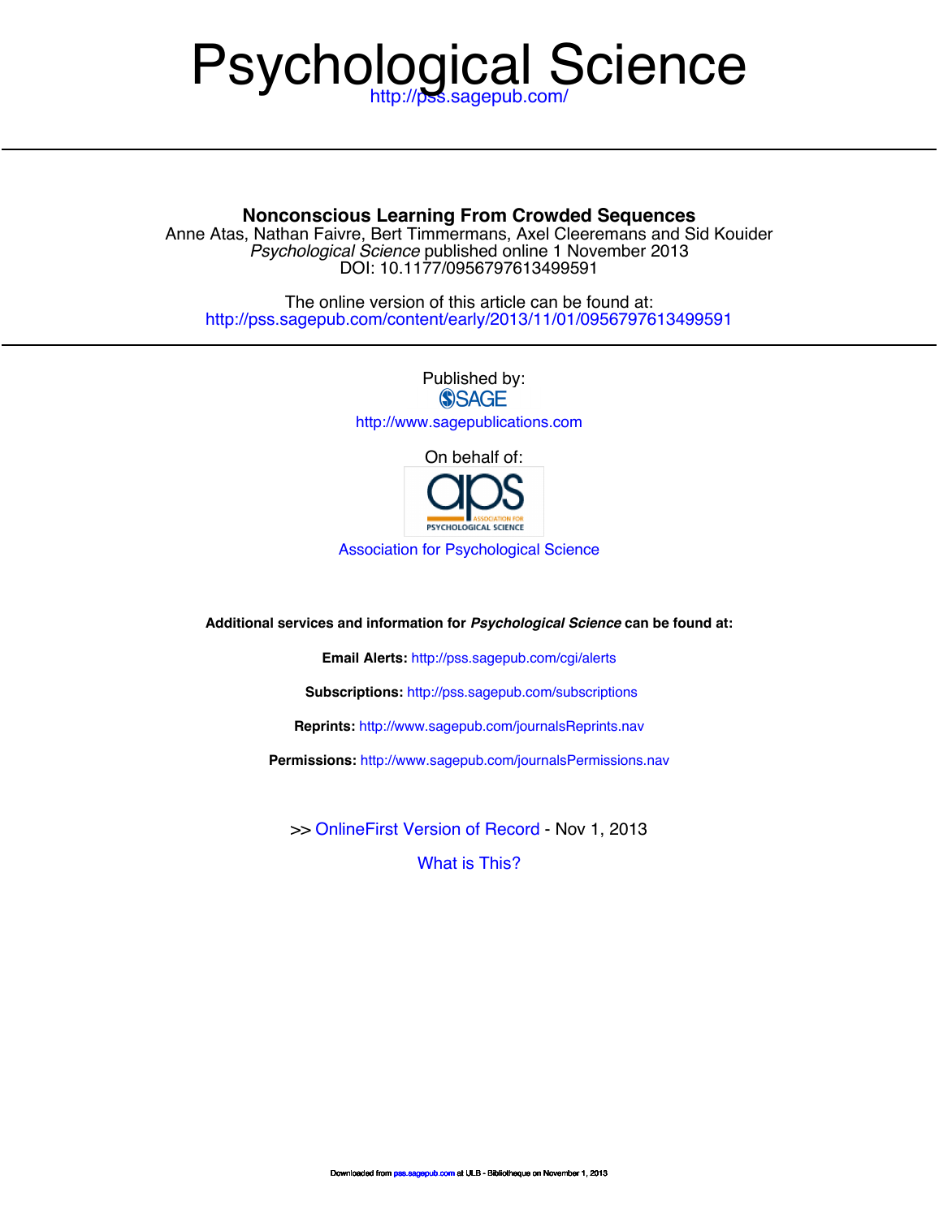# Psychological Science

http://pss.sagepub.com/

## Nonconscious Learning From Crowded Sequences

Anne Atas, Nathan Faivre, Bert Timmermans, Axel Cleeremans and Sid Kouider

*Psychological Science* published online 1 November 2013

DOI: 10.1177/0956797613499591

The online version of this article can be found at:

http://pss.sagepub.com/content/early/2013/11/01/0956797613499591

Published by:

SAGE

http://www.sagepublications.com

On behalf of:

Association for Psychological Science

**Additional services and information for *Psychological Science* can be found at:**

**Email Alerts:** http://pss.sagepub.com/cgi/alerts

**Subscriptions:** http://pss.sagepub.com/subscriptions

**Reprints:** http://www.sagepub.com/journalsReprints.nav

**Permissions:** http://www.sagepub.com/journalsPermissions.nav

>> OnlineFirst Version of Record - Nov 1, 2013

What is This?

Downloaded from pss.sagepub.com at ULB - Bibliotheque on November 1, 2013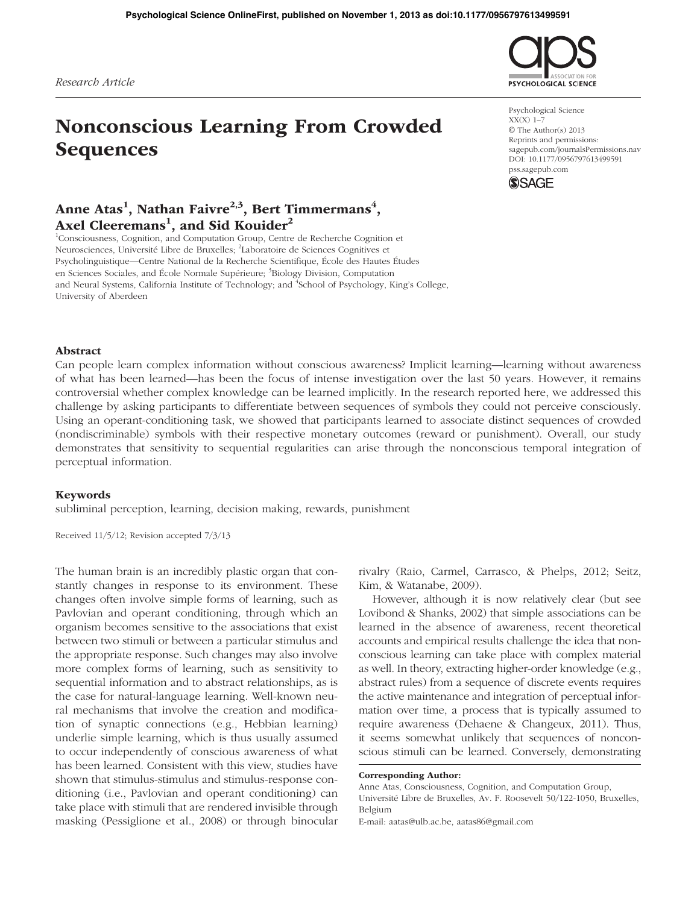*Research Article*

# Nonconscious Learning From Crowded Sequences

**Anne Atas[1], Nathan Faivre[2,3], Bert Timmermans[4], Axel Cleeremans[1], and Sid Kouider[2]**

[1]Consciousness, Cognition, and Computation Group, Centre de Recherche Cognition et Neurosciences, Université Libre de Bruxelles; [2]Laboratoire de Sciences Cognitives et Psycholinguistique—Centre National de la Recherche Scientifique, École des Hautes Études en Sciences Sociales, and École Normale Supérieure; [3]Biology Division, Computation and Neural Systems, California Institute of Technology; and [4]School of Psychology, King's College, University of Aberdeen

Psychological Science
XX(X) 1–7
© The Author(s) 2013
Reprints and permissions:
sagepub.com/journalsPermissions.nav
DOI: 10.1177/0956797613499591
pss.sagepub.com

## Abstract

Can people learn complex information without conscious awareness? Implicit learning—learning without awareness of what has been learned—has been the focus of intense investigation over the last 50 years. However, it remains controversial whether complex knowledge can be learned implicitly. In the research reported here, we addressed this challenge by asking participants to differentiate between sequences of symbols they could not perceive consciously. Using an operant-conditioning task, we showed that participants learned to associate distinct sequences of crowded (nondiscriminable) symbols with their respective monetary outcomes (reward or punishment). Overall, our study demonstrates that sensitivity to sequential regularities can arise through the nonconscious temporal integration of perceptual information.

### Keywords

subliminal perception, learning, decision making, rewards, punishment

Received 11/5/12; Revision accepted 7/3/13

The human brain is an incredibly plastic organ that constantly changes in response to its environment. These changes often involve simple forms of learning, such as Pavlovian and operant conditioning, through which an organism becomes sensitive to the associations that exist between two stimuli or between a particular stimulus and the appropriate response. Such changes may also involve more complex forms of learning, such as sensitivity to sequential information and to abstract relationships, as is the case for natural-language learning. Well-known neural mechanisms that involve the creation and modification of synaptic connections (e.g., Hebbian learning) underlie simple learning, which is thus usually assumed to occur independently of conscious awareness of what has been learned. Consistent with this view, studies have shown that stimulus-stimulus and stimulus-response conditioning (i.e., Pavlovian and operant conditioning) can take place with stimuli that are rendered invisible through masking (Pessiglione et al., 2008) or through binocular rivalry (Raio, Carmel, Carrasco, & Phelps, 2012; Seitz, Kim, & Watanabe, 2009).

However, although it is now relatively clear (but see Lovibond & Shanks, 2002) that simple associations can be learned in the absence of awareness, recent theoretical accounts and empirical results challenge the idea that nonconscious learning can take place with complex material as well. In theory, extracting higher-order knowledge (e.g., abstract rules) from a sequence of discrete events requires the active maintenance and integration of perceptual information over time, a process that is typically assumed to require awareness (Dehaene & Changeux, 2011). Thus, it seems somewhat unlikely that sequences of nonconscious stimuli can be learned. Conversely, demonstrating

**Corresponding Author:**
Anne Atas, Consciousness, Cognition, and Computation Group, Université Libre de Bruxelles, Av. F. Roosevelt 50/122-1050, Bruxelles, Belgium
E-mail: aatas@ulb.ac.be, aatas86@gmail.com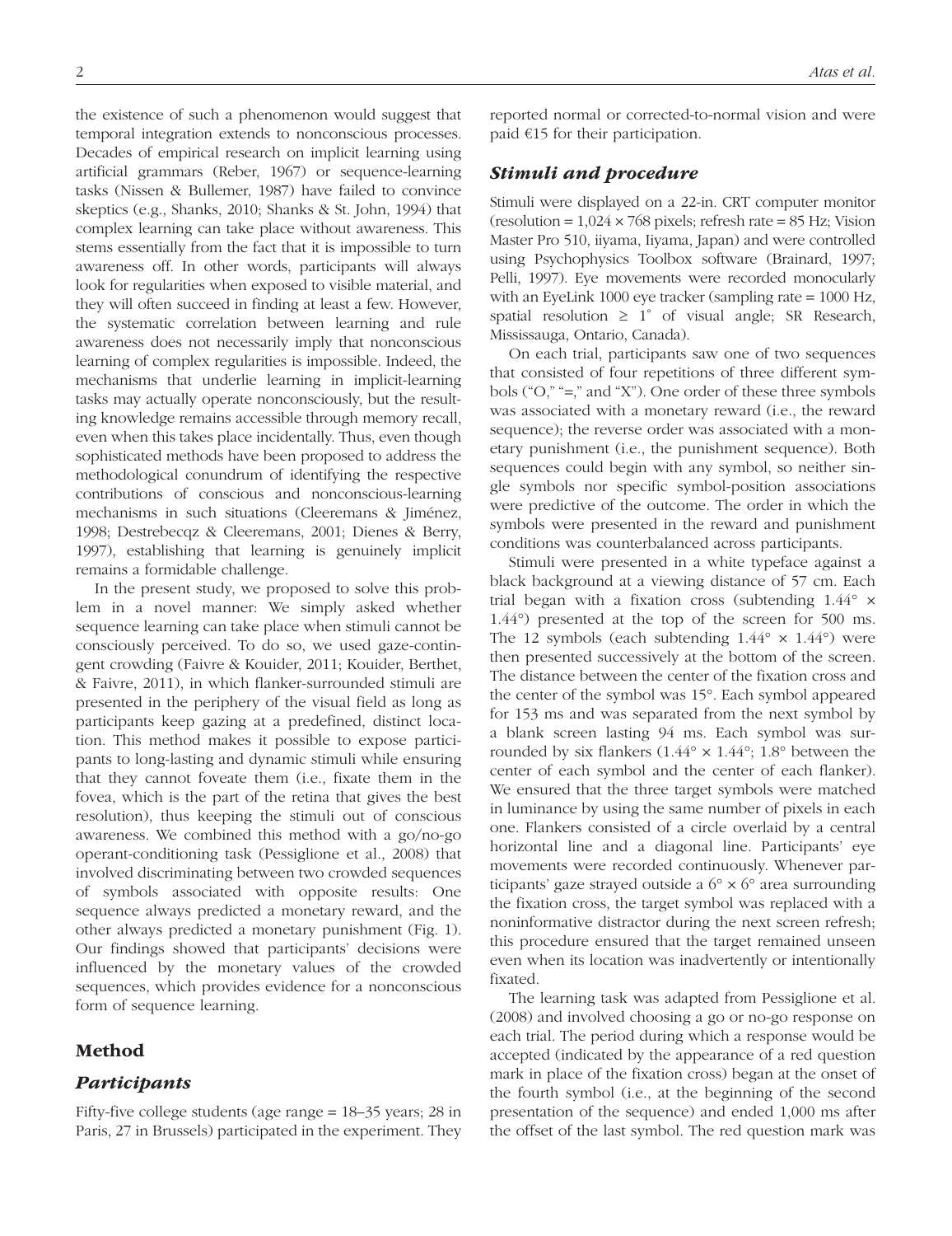the existence of such a phenomenon would suggest that temporal integration extends to nonconscious processes. Decades of empirical research on implicit learning using artificial grammars (Reber, 1967) or sequence-learning tasks (Nissen & Bullemer, 1987) have failed to convince skeptics (e.g., Shanks, 2010; Shanks & St. John, 1994) that complex learning can take place without awareness. This stems essentially from the fact that it is impossible to turn awareness off. In other words, participants will always look for regularities when exposed to visible material, and they will often succeed in finding at least a few. However, the systematic correlation between learning and rule awareness does not necessarily imply that nonconscious learning of complex regularities is impossible. Indeed, the mechanisms that underlie learning in implicit-learning tasks may actually operate nonconsciously, but the resulting knowledge remains accessible through memory recall, even when this takes place incidentally. Thus, even though sophisticated methods have been proposed to address the methodological conundrum of identifying the respective contributions of conscious and nonconscious-learning mechanisms in such situations (Cleeremans & Jiménez, 1998; Destrebecqz & Cleeremans, 2001; Dienes & Berry, 1997), establishing that learning is genuinely implicit remains a formidable challenge.

In the present study, we proposed to solve this problem in a novel manner: We simply asked whether sequence learning can take place when stimuli cannot be consciously perceived. To do so, we used gaze-contingent crowding (Faivre & Kouider, 2011; Kouider, Berthet, & Faivre, 2011), in which flanker-surrounded stimuli are presented in the periphery of the visual field as long as participants keep gazing at a predefined, distinct location. This method makes it possible to expose participants to long-lasting and dynamic stimuli while ensuring that they cannot foveate them (i.e., fixate them in the fovea, which is the part of the retina that gives the best resolution), thus keeping the stimuli out of conscious awareness. We combined this method with a go/no-go operant-conditioning task (Pessiglione et al., 2008) that involved discriminating between two crowded sequences of symbols associated with opposite results: One sequence always predicted a monetary reward, and the other always predicted a monetary punishment (Fig. 1). Our findings showed that participants' decisions were influenced by the monetary values of the crowded sequences, which provides evidence for a nonconscious form of sequence learning.

## Method

### Participants

Fifty-five college students (age range = 18–35 years; 28 in Paris, 27 in Brussels) participated in the experiment. They reported normal or corrected-to-normal vision and were paid €15 for their participation.

### Stimuli and procedure

Stimuli were displayed on a 22-in. CRT computer monitor (resolution = 1,024 × 768 pixels; refresh rate = 85 Hz; Vision Master Pro 510, iiyama, Iiyama, Japan) and were controlled using Psychophysics Toolbox software (Brainard, 1997; Pelli, 1997). Eye movements were recorded monocularly with an EyeLink 1000 eye tracker (sampling rate = 1000 Hz, spatial resolution ≥ 1° of visual angle; SR Research, Mississauga, Ontario, Canada).

On each trial, participants saw one of two sequences that consisted of four repetitions of three different symbols ("O," "=," and "X"). One order of these three symbols was associated with a monetary reward (i.e., the reward sequence); the reverse order was associated with a monetary punishment (i.e., the punishment sequence). Both sequences could begin with any symbol, so neither single symbols nor specific symbol-position associations were predictive of the outcome. The order in which the symbols were presented in the reward and punishment conditions was counterbalanced across participants.

Stimuli were presented in a white typeface against a black background at a viewing distance of 57 cm. Each trial began with a fixation cross (subtending 1.44° × 1.44°) presented at the top of the screen for 500 ms. The 12 symbols (each subtending 1.44° × 1.44°) were then presented successively at the bottom of the screen. The distance between the center of the fixation cross and the center of the symbol was 15°. Each symbol appeared for 153 ms and was separated from the next symbol by a blank screen lasting 94 ms. Each symbol was surrounded by six flankers (1.44° × 1.44°; 1.8° between the center of each symbol and the center of each flanker). We ensured that the three target symbols were matched in luminance by using the same number of pixels in each one. Flankers consisted of a circle overlaid by a central horizontal line and a diagonal line. Participants' eye movements were recorded continuously. Whenever participants' gaze strayed outside a 6° × 6° area surrounding the fixation cross, the target symbol was replaced with a noninformative distractor during the next screen refresh; this procedure ensured that the target remained unseen even when its location was inadvertently or intentionally fixated.

The learning task was adapted from Pessiglione et al. (2008) and involved choosing a go or no-go response on each trial. The period during which a response would be accepted (indicated by the appearance of a red question mark in place of the fixation cross) began at the onset of the fourth symbol (i.e., at the beginning of the second presentation of the sequence) and ended 1,000 ms after the offset of the last symbol. The red question mark was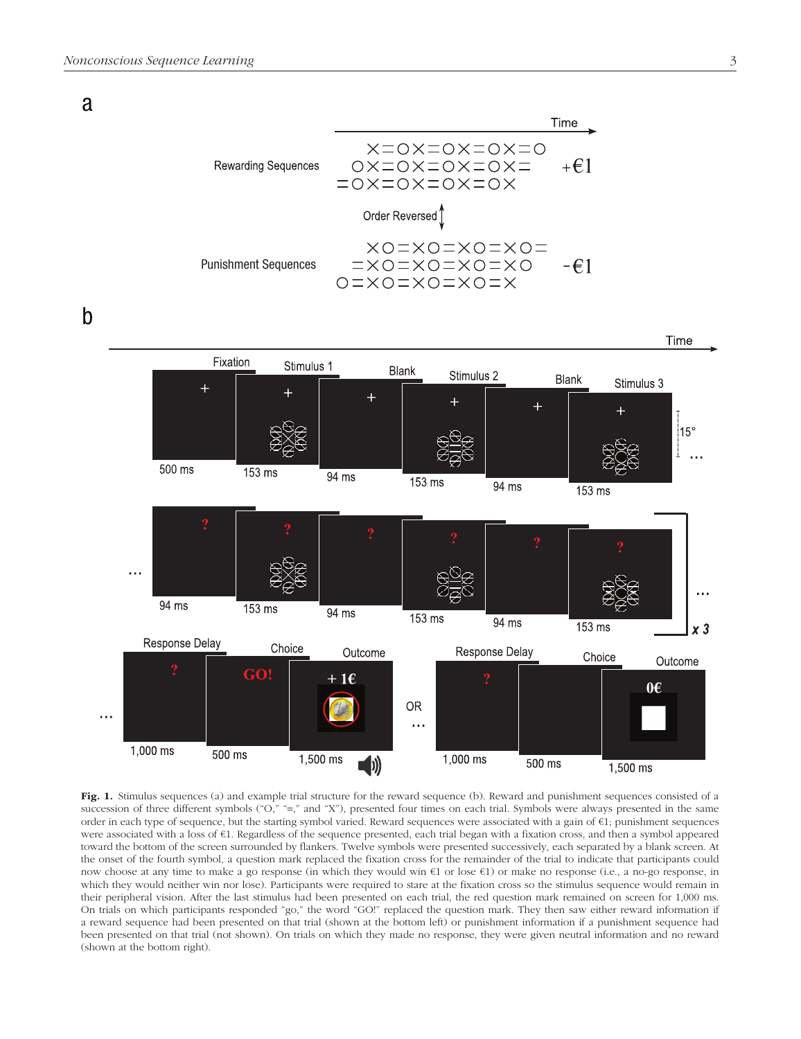**Fig. 1.** Stimulus sequences (a) and example trial structure for the reward sequence (b). Reward and punishment sequences consisted of a succession of three different symbols ("O," "=," and "X"), presented four times on each trial. Symbols were always presented in the same order in each type of sequence, but the starting symbol varied. Reward sequences were associated with a gain of €1; punishment sequences were associated with a loss of €1. Regardless of the sequence presented, each trial began with a fixation cross, and then a symbol appeared toward the bottom of the screen surrounded by flankers. Twelve symbols were presented successively, each separated by a blank screen. At the onset of the fourth symbol, a question mark replaced the fixation cross for the remainder of the trial to indicate that participants could now choose at any time to make a go response (in which they would win €1 or lose €1) or make no response (i.e., a no-go response, in which they would neither win nor lose). Participants were required to stare at the fixation cross so the stimulus sequence would remain in their peripheral vision. After the last stimulus had been presented on each trial, the red question mark remained on screen for 1,000 ms. On trials on which participants responded "go," the word "GO!" replaced the question mark. They then saw either reward information if a reward sequence had been presented on that trial (shown at the bottom left) or punishment information if a punishment sequence had been presented on that trial (not shown). On trials on which they made no response, they were given neutral information and no reward (shown at the bottom right).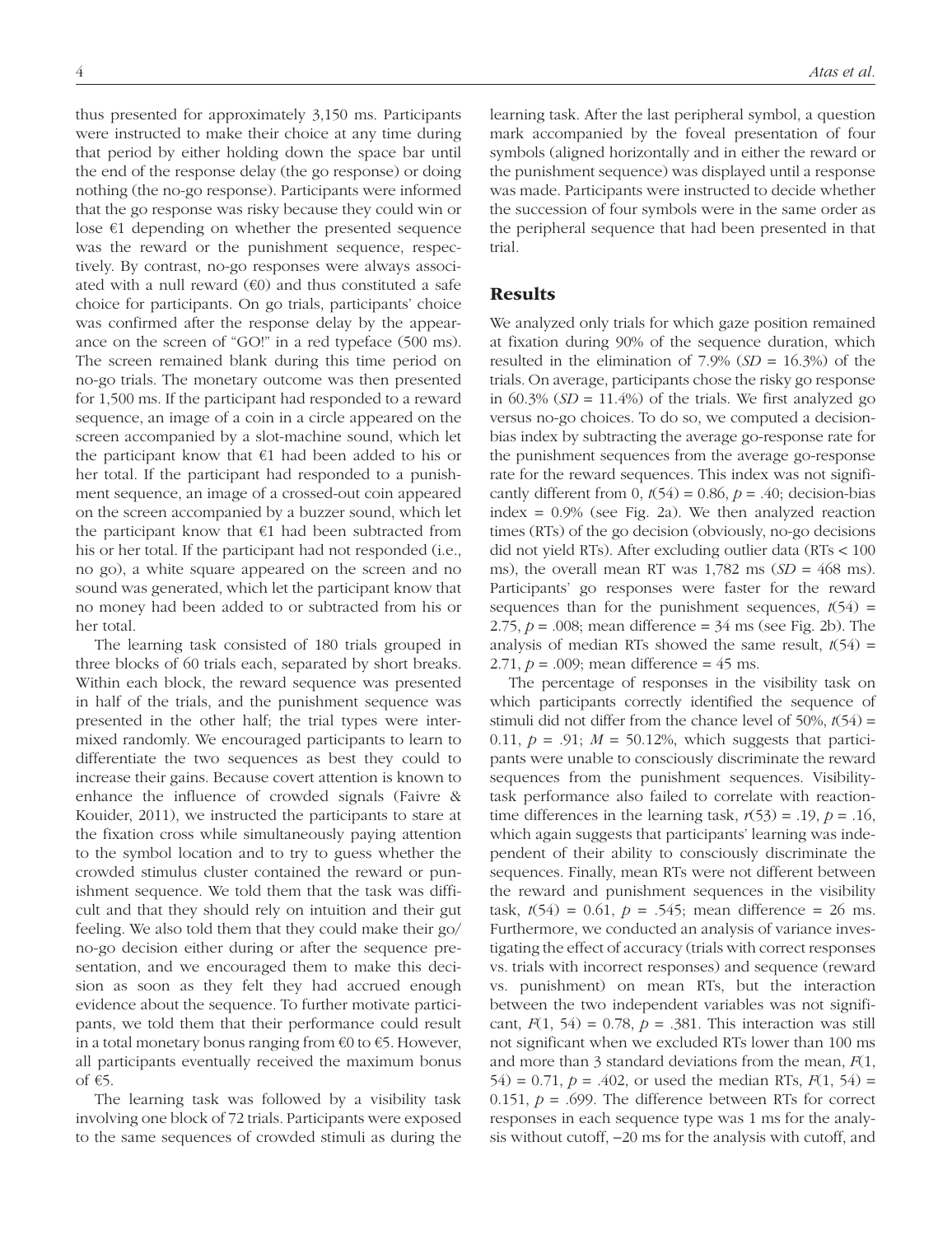thus presented for approximately 3,150 ms. Participants were instructed to make their choice at any time during that period by either holding down the space bar until the end of the response delay (the go response) or doing nothing (the no-go response). Participants were informed that the go response was risky because they could win or lose €1 depending on whether the presented sequence was the reward or the punishment sequence, respectively. By contrast, no-go responses were always associated with a null reward (€0) and thus constituted a safe choice for participants. On go trials, participants' choice was confirmed after the response delay by the appearance on the screen of "GO!" in a red typeface (500 ms). The screen remained blank during this time period on no-go trials. The monetary outcome was then presented for 1,500 ms. If the participant had responded to a reward sequence, an image of a coin in a circle appeared on the screen accompanied by a slot-machine sound, which let the participant know that €1 had been added to his or her total. If the participant had responded to a punishment sequence, an image of a crossed-out coin appeared on the screen accompanied by a buzzer sound, which let the participant know that €1 had been subtracted from his or her total. If the participant had not responded (i.e., no go), a white square appeared on the screen and no sound was generated, which let the participant know that no money had been added to or subtracted from his or her total.

The learning task consisted of 180 trials grouped in three blocks of 60 trials each, separated by short breaks. Within each block, the reward sequence was presented in half of the trials, and the punishment sequence was presented in the other half; the trial types were intermixed randomly. We encouraged participants to learn to differentiate the two sequences as best they could to increase their gains. Because covert attention is known to enhance the influence of crowded signals (Faivre & Kouider, 2011), we instructed the participants to stare at the fixation cross while simultaneously paying attention to the symbol location and to try to guess whether the crowded stimulus cluster contained the reward or punishment sequence. We told them that the task was difficult and that they should rely on intuition and their gut feeling. We also told them that they could make their go/no-go decision either during or after the sequence presentation, and we encouraged them to make this decision as soon as they felt they had accrued enough evidence about the sequence. To further motivate participants, we told them that their performance could result in a total monetary bonus ranging from €0 to €5. However, all participants eventually received the maximum bonus of €5.

The learning task was followed by a visibility task involving one block of 72 trials. Participants were exposed to the same sequences of crowded stimuli as during the learning task. After the last peripheral symbol, a question mark accompanied by the foveal presentation of four symbols (aligned horizontally and in either the reward or the punishment sequence) was displayed until a response was made. Participants were instructed to decide whether the succession of four symbols were in the same order as the peripheral sequence that had been presented in that trial.

## Results

We analyzed only trials for which gaze position remained at fixation during 90% of the sequence duration, which resulted in the elimination of 7.9% ($SD$ = 16.3%) of the trials. On average, participants chose the risky go response in 60.3% ($SD$ = 11.4%) of the trials. We first analyzed go versus no-go choices. To do so, we computed a decision-bias index by subtracting the average go-response rate for the punishment sequences from the average go-response rate for the reward sequences. This index was not significantly different from 0, $t(54) = 0.86$, $p = .40$; decision-bias index = 0.9% (see Fig. 2a). We then analyzed reaction times (RTs) of the go decision (obviously, no-go decisions did not yield RTs). After excluding outlier data (RTs < 100 ms), the overall mean RT was 1,782 ms ($SD$ = 468 ms). Participants' go responses were faster for the reward sequences than for the punishment sequences, $t(54) = 2.75$, $p = .008$; mean difference = 34 ms (see Fig. 2b). The analysis of median RTs showed the same result, $t(54) = 2.71$, $p = .009$; mean difference = 45 ms.

The percentage of responses in the visibility task on which participants correctly identified the sequence of stimuli did not differ from the chance level of 50%, $t(54) = 0.11$, $p = .91$; $M$ = 50.12%, which suggests that participants were unable to consciously discriminate the reward sequences from the punishment sequences. Visibility-task performance also failed to correlate with reaction-time differences in the learning task, $r(53) = .19$, $p = .16$, which again suggests that participants' learning was independent of their ability to consciously discriminate the sequences. Finally, mean RTs were not different between the reward and punishment sequences in the visibility task, $t(54) = 0.61$, $p = .545$; mean difference = 26 ms. Furthermore, we conducted an analysis of variance investigating the effect of accuracy (trials with correct responses vs. trials with incorrect responses) and sequence (reward vs. punishment) on mean RTs, but the interaction between the two independent variables was not significant, $F(1, 54) = 0.78$, $p = .381$. This interaction was still not significant when we excluded RTs lower than 100 ms and more than 3 standard deviations from the mean, $F(1, 54) = 0.71$, $p = .402$, or used the median RTs, $F(1, 54) = 0.151$, $p = .699$. The difference between RTs for correct responses in each sequence type was 1 ms for the analysis without cutoff, −20 ms for the analysis with cutoff, and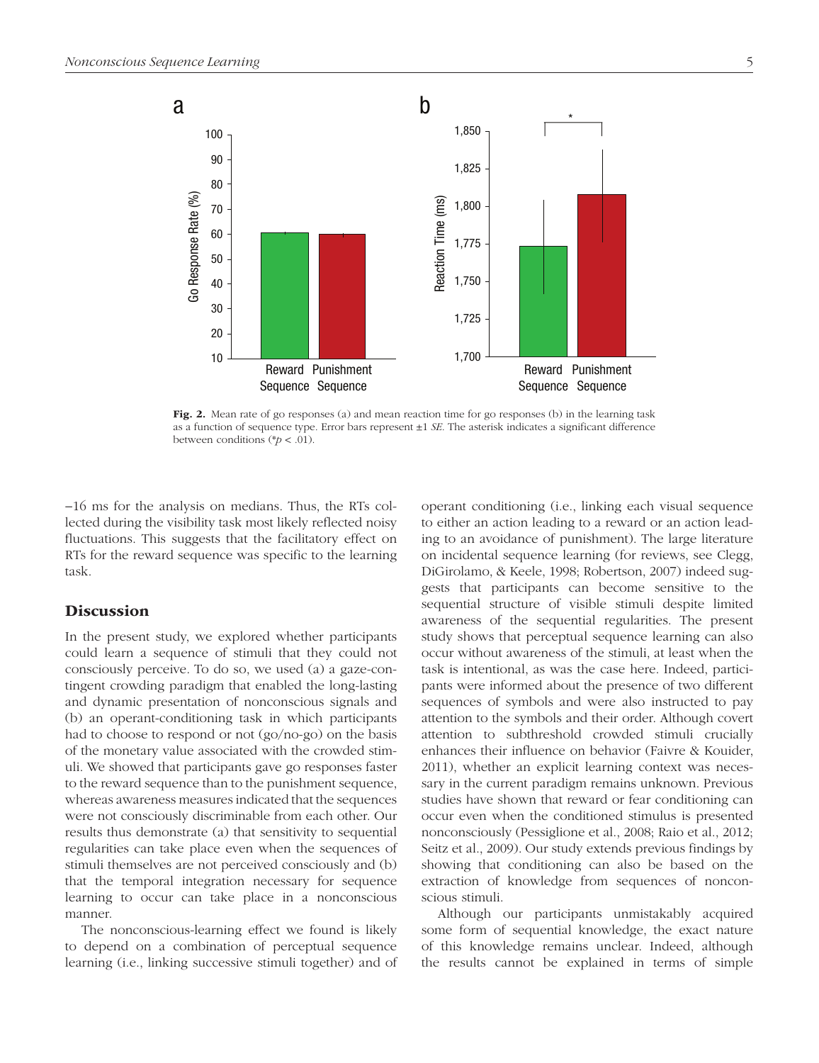Fig. 2. Mean rate of go responses (a) and mean reaction time for go responses (b) in the learning task as a function of sequence type. Error bars represent ±1 *SE*. The asterisk indicates a significant difference between conditions (*$p < .01$).

–16 ms for the analysis on medians. Thus, the RTs collected during the visibility task most likely reflected noisy fluctuations. This suggests that the facilitatory effect on RTs for the reward sequence was specific to the learning task.

## Discussion

In the present study, we explored whether participants could learn a sequence of stimuli that they could not consciously perceive. To do so, we used (a) a gaze-contingent crowding paradigm that enabled the long-lasting and dynamic presentation of nonconscious signals and (b) an operant-conditioning task in which participants had to choose to respond or not (go/no-go) on the basis of the monetary value associated with the crowded stimuli. We showed that participants gave go responses faster to the reward sequence than to the punishment sequence, whereas awareness measures indicated that the sequences were not consciously discriminable from each other. Our results thus demonstrate (a) that sensitivity to sequential regularities can take place even when the sequences of stimuli themselves are not perceived consciously and (b) that the temporal integration necessary for sequence learning to occur can take place in a nonconscious manner.

The nonconscious-learning effect we found is likely to depend on a combination of perceptual sequence learning (i.e., linking successive stimuli together) and of operant conditioning (i.e., linking each visual sequence to either an action leading to a reward or an action leading to an avoidance of punishment). The large literature on incidental sequence learning (for reviews, see Clegg, DiGirolamo, & Keele, 1998; Robertson, 2007) indeed suggests that participants can become sensitive to the sequential structure of visible stimuli despite limited awareness of the sequential regularities. The present study shows that perceptual sequence learning can also occur without awareness of the stimuli, at least when the task is intentional, as was the case here. Indeed, participants were informed about the presence of two different sequences of symbols and were also instructed to pay attention to the symbols and their order. Although covert attention to subthreshold crowded stimuli crucially enhances their influence on behavior (Faivre & Kouider, 2011), whether an explicit learning context was necessary in the current paradigm remains unknown. Previous studies have shown that reward or fear conditioning can occur even when the conditioned stimulus is presented nonconsciously (Pessiglione et al., 2008; Raio et al., 2012; Seitz et al., 2009). Our study extends previous findings by showing that conditioning can also be based on the extraction of knowledge from sequences of nonconscious stimuli.

Although our participants unmistakably acquired some form of sequential knowledge, the exact nature of this knowledge remains unclear. Indeed, although the results cannot be explained in terms of simple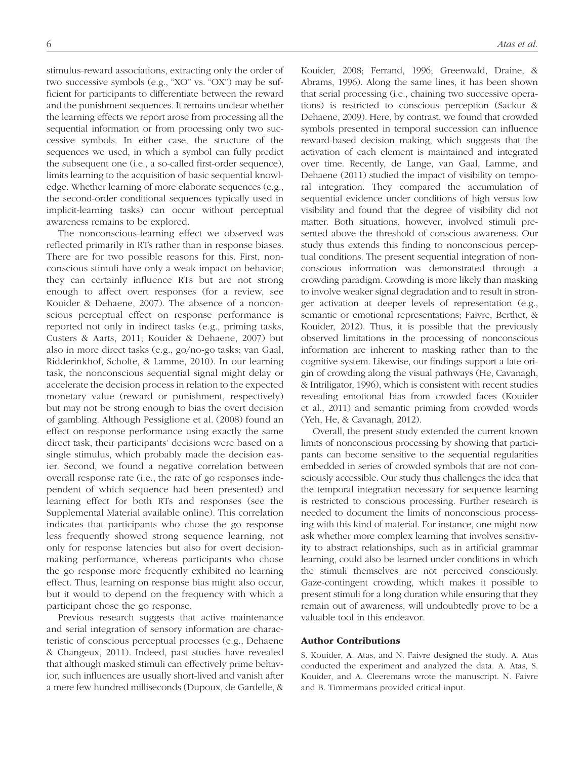stimulus-reward associations, extracting only the order of two successive symbols (e.g., "XO" vs. "OX") may be sufficient for participants to differentiate between the reward and the punishment sequences. It remains unclear whether the learning effects we report arose from processing all the sequential information or from processing only two successive symbols. In either case, the structure of the sequences we used, in which a symbol can fully predict the subsequent one (i.e., a so-called first-order sequence), limits learning to the acquisition of basic sequential knowledge. Whether learning of more elaborate sequences (e.g., the second-order conditional sequences typically used in implicit-learning tasks) can occur without perceptual awareness remains to be explored.

The nonconscious-learning effect we observed was reflected primarily in RTs rather than in response biases. There are for two possible reasons for this. First, nonconscious stimuli have only a weak impact on behavior; they can certainly influence RTs but are not strong enough to affect overt responses (for a review, see Kouider & Dehaene, 2007). The absence of a nonconscious perceptual effect on response performance is reported not only in indirect tasks (e.g., priming tasks, Custers & Aarts, 2011; Kouider & Dehaene, 2007) but also in more direct tasks (e.g., go/no-go tasks; van Gaal, Ridderinkhof, Scholte, & Lamme, 2010). In our learning task, the nonconscious sequential signal might delay or accelerate the decision process in relation to the expected monetary value (reward or punishment, respectively) but may not be strong enough to bias the overt decision of gambling. Although Pessiglione et al. (2008) found an effect on response performance using exactly the same direct task, their participants' decisions were based on a single stimulus, which probably made the decision easier. Second, we found a negative correlation between overall response rate (i.e., the rate of go responses independent of which sequence had been presented) and learning effect for both RTs and responses (see the Supplemental Material available online). This correlation indicates that participants who chose the go response less frequently showed strong sequence learning, not only for response latencies but also for overt decision-making performance, whereas participants who chose the go response more frequently exhibited no learning effect. Thus, learning on response bias might also occur, but it would to depend on the frequency with which a participant chose the go response.

Previous research suggests that active maintenance and serial integration of sensory information are characteristic of conscious perceptual processes (e.g., Dehaene & Changeux, 2011). Indeed, past studies have revealed that although masked stimuli can effectively prime behavior, such influences are usually short-lived and vanish after a mere few hundred milliseconds (Dupoux, de Gardelle, & Kouider, 2008; Ferrand, 1996; Greenwald, Draine, & Abrams, 1996). Along the same lines, it has been shown that serial processing (i.e., chaining two successive operations) is restricted to conscious perception (Sackur & Dehaene, 2009). Here, by contrast, we found that crowded symbols presented in temporal succession can influence reward-based decision making, which suggests that the activation of each element is maintained and integrated over time. Recently, de Lange, van Gaal, Lamme, and Dehaene (2011) studied the impact of visibility on temporal integration. They compared the accumulation of sequential evidence under conditions of high versus low visibility and found that the degree of visibility did not matter. Both situations, however, involved stimuli presented above the threshold of conscious awareness. Our study thus extends this finding to nonconscious perceptual conditions. The present sequential integration of nonconscious information was demonstrated through a crowding paradigm. Crowding is more likely than masking to involve weaker signal degradation and to result in stronger activation at deeper levels of representation (e.g., semantic or emotional representations; Faivre, Berthet, & Kouider, 2012). Thus, it is possible that the previously observed limitations in the processing of nonconscious information are inherent to masking rather than to the cognitive system. Likewise, our findings support a late origin of crowding along the visual pathways (He, Cavanagh, & Intriligator, 1996), which is consistent with recent studies revealing emotional bias from crowded faces (Kouider et al., 2011) and semantic priming from crowded words (Yeh, He, & Cavanagh, 2012).

Overall, the present study extended the current known limits of nonconscious processing by showing that participants can become sensitive to the sequential regularities embedded in series of crowded symbols that are not consciously accessible. Our study thus challenges the idea that the temporal integration necessary for sequence learning is restricted to conscious processing. Further research is needed to document the limits of nonconscious processing with this kind of material. For instance, one might now ask whether more complex learning that involves sensitivity to abstract relationships, such as in artificial grammar learning, could also be learned under conditions in which the stimuli themselves are not perceived consciously. Gaze-contingent crowding, which makes it possible to present stimuli for a long duration while ensuring that they remain out of awareness, will undoubtedly prove to be a valuable tool in this endeavor.

## Author Contributions

S. Kouider, A. Atas, and N. Faivre designed the study. A. Atas conducted the experiment and analyzed the data. A. Atas, S. Kouider, and A. Cleeremans wrote the manuscript. N. Faivre and B. Timmermans provided critical input.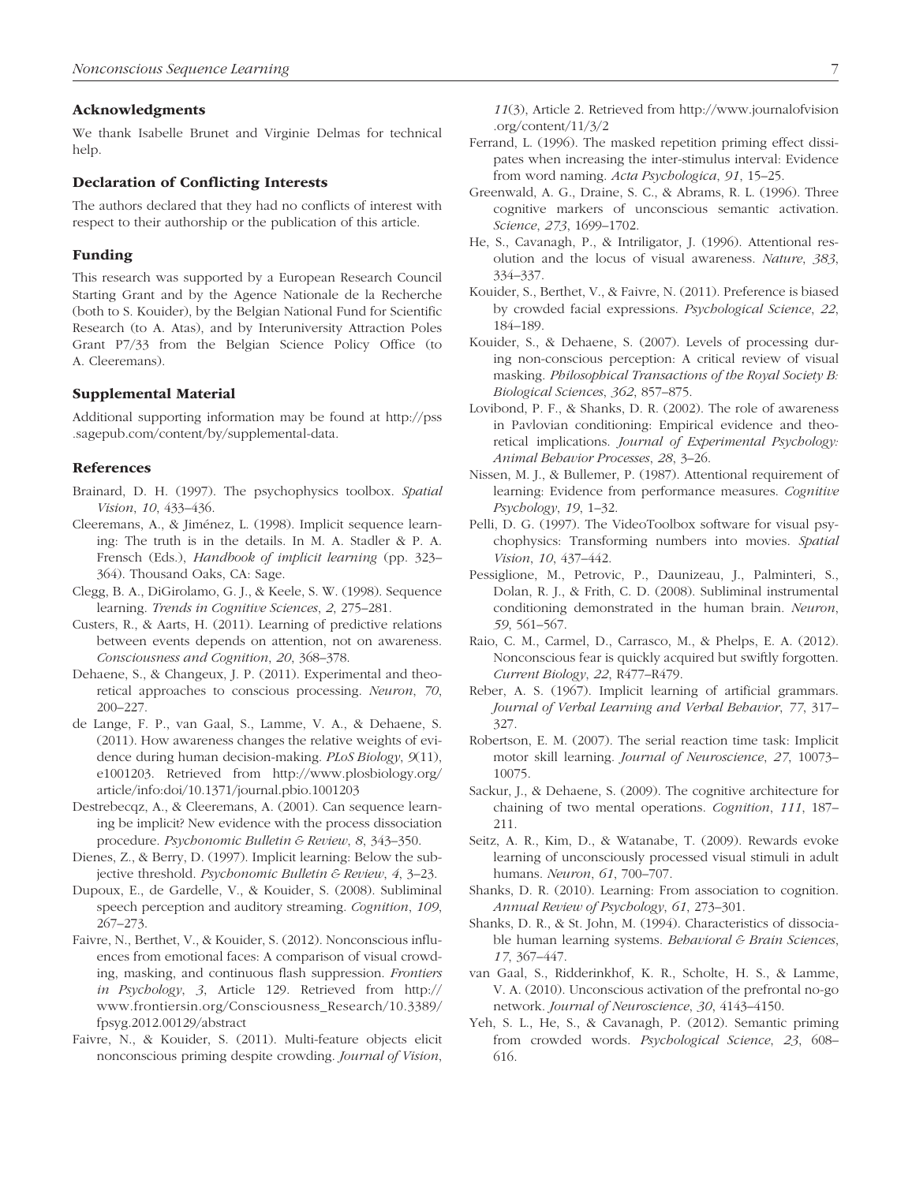## Acknowledgments

We thank Isabelle Brunet and Virginie Delmas for technical help.

## Declaration of Conflicting Interests

The authors declared that they had no conflicts of interest with respect to their authorship or the publication of this article.

## Funding

This research was supported by a European Research Council Starting Grant and by the Agence Nationale de la Recherche (both to S. Kouider), by the Belgian National Fund for Scientific Research (to A. Atas), and by Interuniversity Attraction Poles Grant P7/33 from the Belgian Science Policy Office (to A. Cleeremans).

## Supplemental Material

Additional supporting information may be found at http://pss.sagepub.com/content/by/supplemental-data.

## References

Brainard, D. H. (1997). The psychophysics toolbox. *Spatial Vision*, *10*, 433–436.

Cleeremans, A., & Jiménez, L. (1998). Implicit sequence learning: The truth is in the details. In M. A. Stadler & P. A. Frensch (Eds.), *Handbook of implicit learning* (pp. 323–364). Thousand Oaks, CA: Sage.

Clegg, B. A., DiGirolamo, G. J., & Keele, S. W. (1998). Sequence learning. *Trends in Cognitive Sciences*, *2*, 275–281.

Custers, R., & Aarts, H. (2011). Learning of predictive relations between events depends on attention, not on awareness. *Consciousness and Cognition*, *20*, 368–378.

Dehaene, S., & Changeux, J. P. (2011). Experimental and theoretical approaches to conscious processing. *Neuron*, *70*, 200–227.

de Lange, F. P., van Gaal, S., Lamme, V. A., & Dehaene, S. (2011). How awareness changes the relative weights of evidence during human decision-making. *PLoS Biology*, *9*(11), e1001203. Retrieved from http://www.plosbiology.org/article/info:doi/10.1371/journal.pbio.1001203

Destrebecqz, A., & Cleeremans, A. (2001). Can sequence learning be implicit? New evidence with the process dissociation procedure. *Psychonomic Bulletin & Review*, *8*, 343–350.

Dienes, Z., & Berry, D. (1997). Implicit learning: Below the subjective threshold. *Psychonomic Bulletin & Review*, *4*, 3–23.

Dupoux, E., de Gardelle, V., & Kouider, S. (2008). Subliminal speech perception and auditory streaming. *Cognition*, *109*, 267–273.

Faivre, N., Berthet, V., & Kouider, S. (2012). Nonconscious influences from emotional faces: A comparison of visual crowding, masking, and continuous flash suppression. *Frontiers in Psychology*, *3*, Article 129. Retrieved from http://www.frontiersin.org/Consciousness_Research/10.3389/fpsyg.2012.00129/abstract

Faivre, N., & Kouider, S. (2011). Multi-feature objects elicit nonconscious priming despite crowding. *Journal of Vision*, *11*(3), Article 2. Retrieved from http://www.journalofvision.org/content/11/3/2

Ferrand, L. (1996). The masked repetition priming effect dissipates when increasing the inter-stimulus interval: Evidence from word naming. *Acta Psychologica*, *91*, 15–25.

Greenwald, A. G., Draine, S. C., & Abrams, R. L. (1996). Three cognitive markers of unconscious semantic activation. *Science*, *273*, 1699–1702.

He, S., Cavanagh, P., & Intriligator, J. (1996). Attentional resolution and the locus of visual awareness. *Nature*, *383*, 334–337.

Kouider, S., Berthet, V., & Faivre, N. (2011). Preference is biased by crowded facial expressions. *Psychological Science*, *22*, 184–189.

Kouider, S., & Dehaene, S. (2007). Levels of processing during non-conscious perception: A critical review of visual masking. *Philosophical Transactions of the Royal Society B: Biological Sciences*, *362*, 857–875.

Lovibond, P. F., & Shanks, D. R. (2002). The role of awareness in Pavlovian conditioning: Empirical evidence and theoretical implications. *Journal of Experimental Psychology: Animal Behavior Processes*, *28*, 3–26.

Nissen, M. J., & Bullemer, P. (1987). Attentional requirement of learning: Evidence from performance measures. *Cognitive Psychology*, *19*, 1–32.

Pelli, D. G. (1997). The VideoToolbox software for visual psychophysics: Transforming numbers into movies. *Spatial Vision*, *10*, 437–442.

Pessiglione, M., Petrovic, P., Daunizeau, J., Palminteri, S., Dolan, R. J., & Frith, C. D. (2008). Subliminal instrumental conditioning demonstrated in the human brain. *Neuron*, *59*, 561–567.

Raio, C. M., Carmel, D., Carrasco, M., & Phelps, E. A. (2012). Nonconscious fear is quickly acquired but swiftly forgotten. *Current Biology*, *22*, R477–R479.

Reber, A. S. (1967). Implicit learning of artificial grammars. *Journal of Verbal Learning and Verbal Behavior*, *77*, 317–327.

Robertson, E. M. (2007). The serial reaction time task: Implicit motor skill learning. *Journal of Neuroscience*, *27*, 10073–10075.

Sackur, J., & Dehaene, S. (2009). The cognitive architecture for chaining of two mental operations. *Cognition*, *111*, 187–211.

Seitz, A. R., Kim, D., & Watanabe, T. (2009). Rewards evoke learning of unconsciously processed visual stimuli in adult humans. *Neuron*, *61*, 700–707.

Shanks, D. R. (2010). Learning: From association to cognition. *Annual Review of Psychology*, *61*, 273–301.

Shanks, D. R., & St. John, M. (1994). Characteristics of dissociable human learning systems. *Behavioral & Brain Sciences*, *17*, 367–447.

van Gaal, S., Ridderinkhof, K. R., Scholte, H. S., & Lamme, V. A. (2010). Unconscious activation of the prefrontal no-go network. *Journal of Neuroscience*, *30*, 4143–4150.

Yeh, S. L., He, S., & Cavanagh, P. (2012). Semantic priming from crowded words. *Psychological Science*, *23*, 608–616.